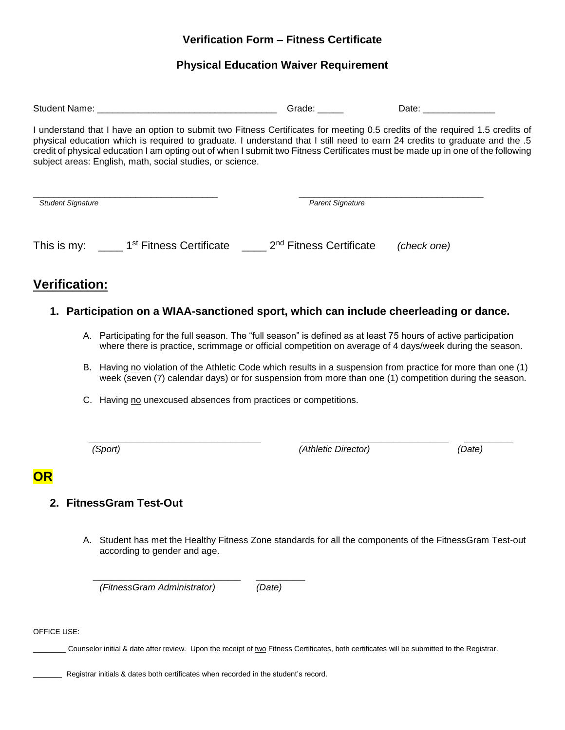# Verification Form – Fitness Certificate

## Physical Education Waiver Requirement

Student Name: ___________________________________ Grade: _____ Date: ______________

I understand that I have an option to submit two Fitness Certificates for meeting 0.5 credits of the required 1.5 credits of physical education which is required to graduate. I understand that I still need to earn 24 credits to graduate and the .5 credit of physical education I am opting out of when I submit two Fitness Certificates must be made up in one of the following subject areas: English, math, social studies, or science.

_____________________________________ _____________________________________
*Student Signature* *Parent Signature*

This is my: ____ 1st Fitness Certificate ____ 2nd Fitness Certificate *(check one)*

## Verification:

### 1. Participation on a WIAA-sanctioned sport, which can include cheerleading or dance.

A. Participating for the full season. The "full season" is defined as at least 75 hours of active participation where there is practice, scrimmage or official competition on average of 4 days/week during the season.

B. Having no violation of the Athletic Code which results in a suspension from practice for more than one (1) week (seven (7) calendar days) or for suspension from more than one (1) competition during the season.

C. Having no unexcused absences from practices or competitions.

__________________________________ _____________________________ __________
*(Sport)* *(Athletic Director)* *(Date)*

**OR**

### 2. FitnessGram Test-Out

A. Student has met the Healthy Fitness Zone standards for all the components of the FitnessGram Test-out according to gender and age.

_____________________________ __________
*(FitnessGram Administrator)* *(Date)*

OFFICE USE:

________ Counselor initial & date after review. Upon the receipt of two Fitness Certificates, both certificates will be submitted to the Registrar.

_______ Registrar initials & dates both certificates when recorded in the student's record.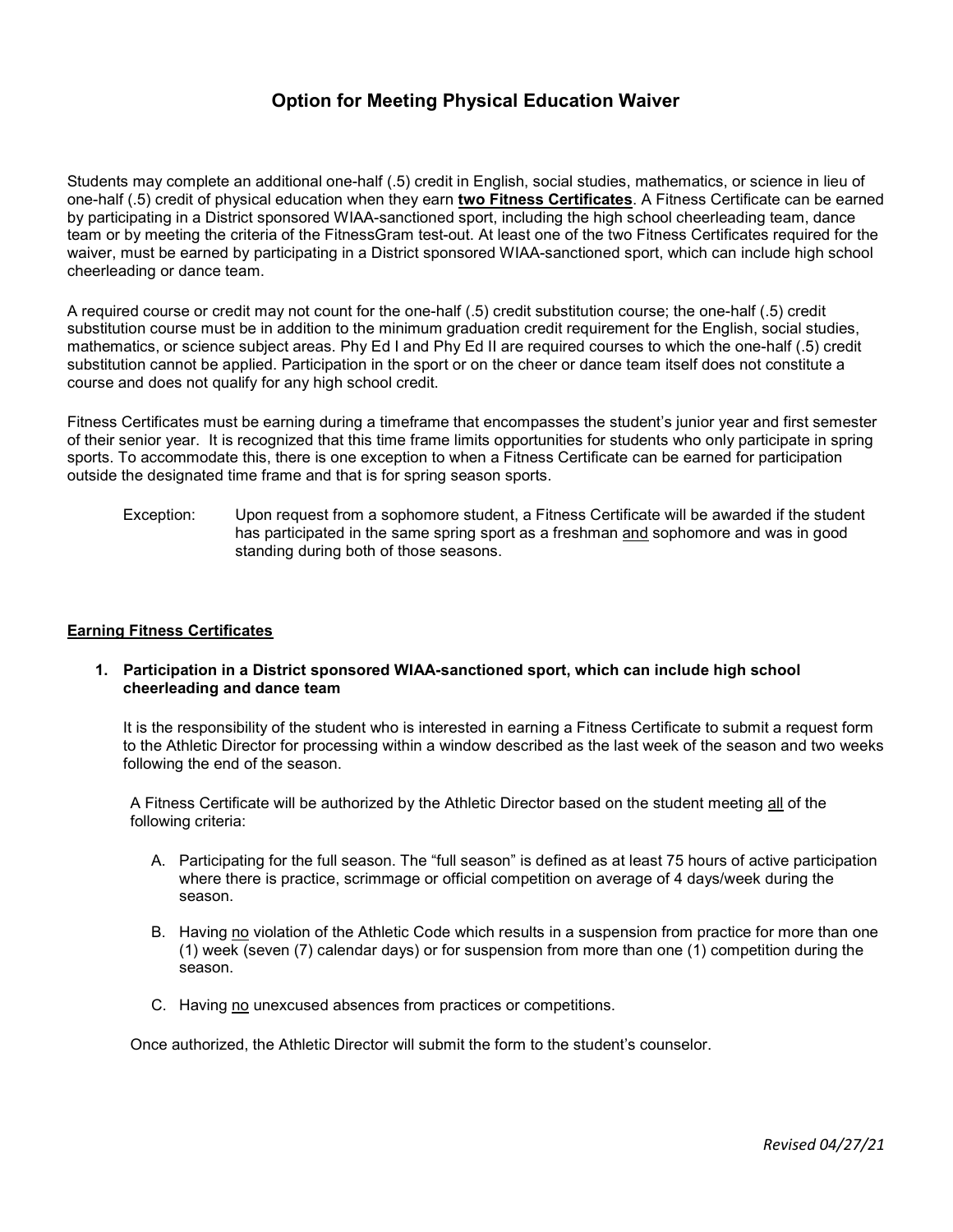# Option for Meeting Physical Education Waiver

Students may complete an additional one-half (.5) credit in English, social studies, mathematics, or science in lieu of one-half (.5) credit of physical education when they earn **two Fitness Certificates**. A Fitness Certificate can be earned by participating in a District sponsored WIAA-sanctioned sport, including the high school cheerleading team, dance team or by meeting the criteria of the FitnessGram test-out. At least one of the two Fitness Certificates required for the waiver, must be earned by participating in a District sponsored WIAA-sanctioned sport, which can include high school cheerleading or dance team.

A required course or credit may not count for the one-half (.5) credit substitution course; the one-half (.5) credit substitution course must be in addition to the minimum graduation credit requirement for the English, social studies, mathematics, or science subject areas. Phy Ed I and Phy Ed II are required courses to which the one-half (.5) credit substitution cannot be applied. Participation in the sport or on the cheer or dance team itself does not constitute a course and does not qualify for any high school credit.

Fitness Certificates must be earning during a timeframe that encompasses the student's junior year and first semester of their senior year. It is recognized that this time frame limits opportunities for students who only participate in spring sports. To accommodate this, there is one exception to when a Fitness Certificate can be earned for participation outside the designated time frame and that is for spring season sports.

> Exception: Upon request from a sophomore student, a Fitness Certificate will be awarded if the student has participated in the same spring sport as a freshman and sophomore and was in good standing during both of those seasons.

## Earning Fitness Certificates

1. **Participation in a District sponsored WIAA-sanctioned sport, which can include high school cheerleading and dance team**

   It is the responsibility of the student who is interested in earning a Fitness Certificate to submit a request form to the Athletic Director for processing within a window described as the last week of the season and two weeks following the end of the season.

   A Fitness Certificate will be authorized by the Athletic Director based on the student meeting all of the following criteria:

   A. Participating for the full season. The "full season" is defined as at least 75 hours of active participation where there is practice, scrimmage or official competition on average of 4 days/week during the season.

   B. Having no violation of the Athletic Code which results in a suspension from practice for more than one (1) week (seven (7) calendar days) or for suspension from more than one (1) competition during the season.

   C. Having no unexcused absences from practices or competitions.

   Once authorized, the Athletic Director will submit the form to the student's counselor.

*Revised 04/27/21*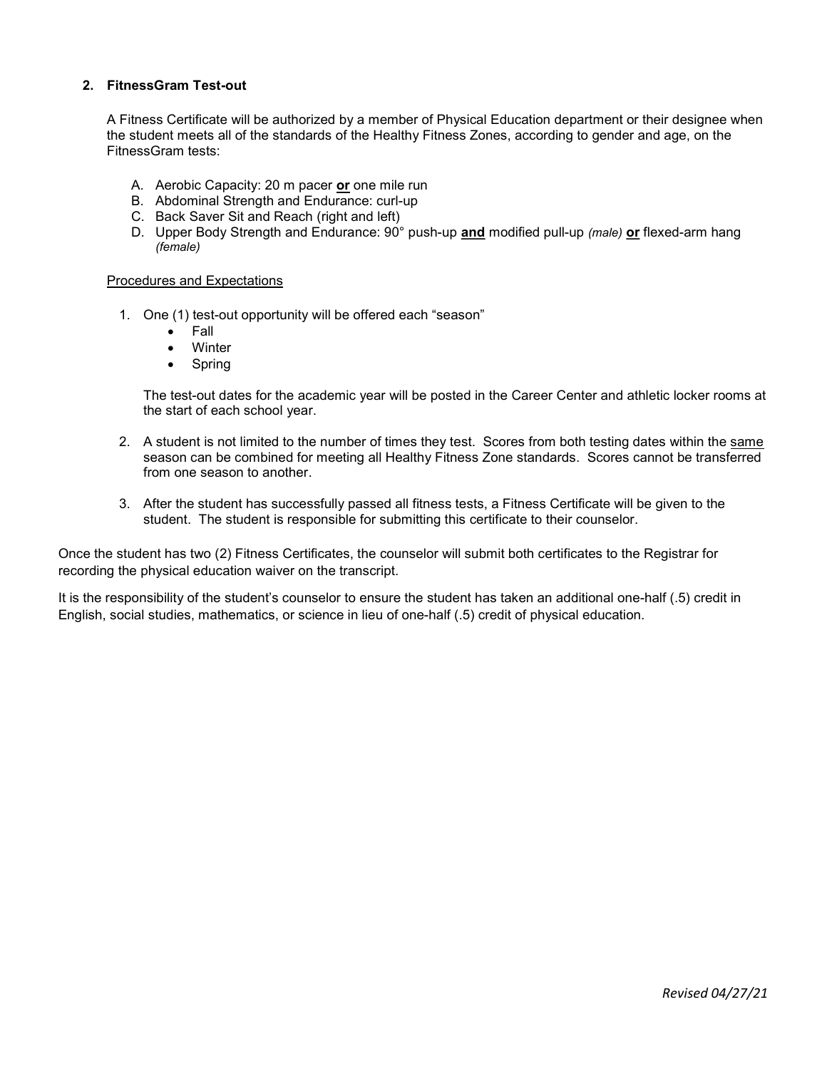### 2. FitnessGram Test-out

A Fitness Certificate will be authorized by a member of Physical Education department or their designee when the student meets all of the standards of the Healthy Fitness Zones, according to gender and age, on the FitnessGram tests:

A. Aerobic Capacity: 20 m pacer **or** one mile run
B. Abdominal Strength and Endurance: curl-up
C. Back Saver Sit and Reach (right and left)
D. Upper Body Strength and Endurance: 90° push-up **and** modified pull-up *(male)* **or** flexed-arm hang *(female)*

Procedures and Expectations

1. One (1) test-out opportunity will be offered each "season"
   - Fall
   - Winter
   - Spring

   The test-out dates for the academic year will be posted in the Career Center and athletic locker rooms at the start of each school year.

2. A student is not limited to the number of times they test. Scores from both testing dates within the same season can be combined for meeting all Healthy Fitness Zone standards. Scores cannot be transferred from one season to another.

3. After the student has successfully passed all fitness tests, a Fitness Certificate will be given to the student. The student is responsible for submitting this certificate to their counselor.

Once the student has two (2) Fitness Certificates, the counselor will submit both certificates to the Registrar for recording the physical education waiver on the transcript.

It is the responsibility of the student's counselor to ensure the student has taken an additional one-half (.5) credit in English, social studies, mathematics, or science in lieu of one-half (.5) credit of physical education.

*Revised 04/27/21*